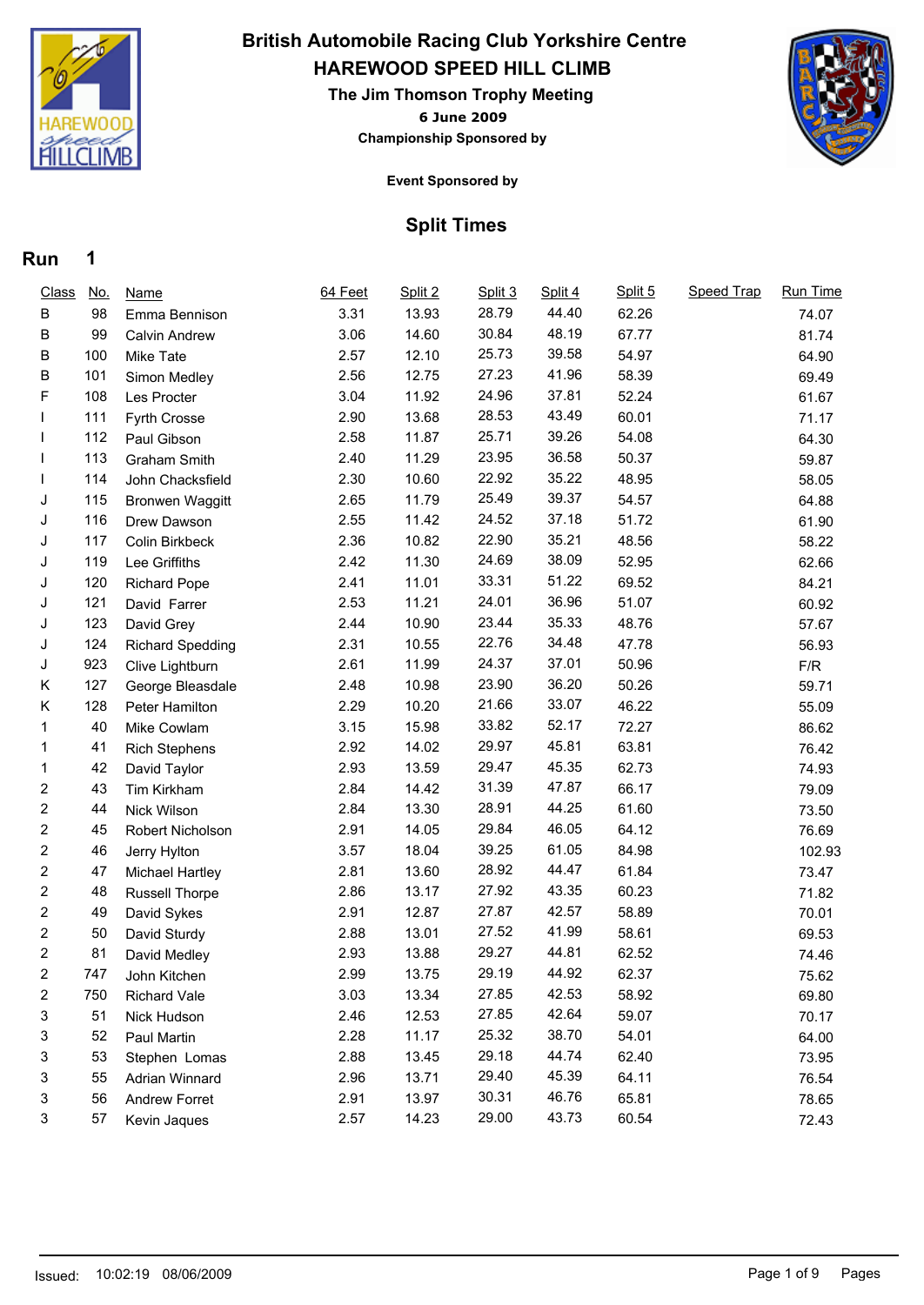# British Automobile Racing Club Yorkshire Centre

## HAREWOOD SPEED HILL CLIMB

### The Jim Thomson Trophy Meeting

**6 June 2009**

**Championship Sponsored by**

**Event Sponsored by**

## Split Times

**Run 1**

| Class | No. | Name | 64 Feet | Split 2 | Split 3 | Split 4 | Split 5 | Speed Trap | Run Time |
|---|---|---|---|---|---|---|---|---|---|
| B | 98 | Emma Bennison | 3.31 | 13.93 | 28.79 | 44.40 | 62.26 | | 74.07 |
| B | 99 | Calvin Andrew | 3.06 | 14.60 | 30.84 | 48.19 | 67.77 | | 81.74 |
| B | 100 | Mike Tate | 2.57 | 12.10 | 25.73 | 39.58 | 54.97 | | 64.90 |
| B | 101 | Simon Medley | 2.56 | 12.75 | 27.23 | 41.96 | 58.39 | | 69.49 |
| F | 108 | Les Procter | 3.04 | 11.92 | 24.96 | 37.81 | 52.24 | | 61.67 |
| I | 111 | Fyrth Crosse | 2.90 | 13.68 | 28.53 | 43.49 | 60.01 | | 71.17 |
| I | 112 | Paul Gibson | 2.58 | 11.87 | 25.71 | 39.26 | 54.08 | | 64.30 |
| I | 113 | Graham Smith | 2.40 | 11.29 | 23.95 | 36.58 | 50.37 | | 59.87 |
| I | 114 | John Chacksfield | 2.30 | 10.60 | 22.92 | 35.22 | 48.95 | | 58.05 |
| J | 115 | Bronwen Waggitt | 2.65 | 11.79 | 25.49 | 39.37 | 54.57 | | 64.88 |
| J | 116 | Drew Dawson | 2.55 | 11.42 | 24.52 | 37.18 | 51.72 | | 61.90 |
| J | 117 | Colin Birkbeck | 2.36 | 10.82 | 22.90 | 35.21 | 48.56 | | 58.22 |
| J | 119 | Lee Griffiths | 2.42 | 11.30 | 24.69 | 38.09 | 52.95 | | 62.66 |
| J | 120 | Richard Pope | 2.41 | 11.01 | 33.31 | 51.22 | 69.52 | | 84.21 |
| J | 121 | David Farrer | 2.53 | 11.21 | 24.01 | 36.96 | 51.07 | | 60.92 |
| J | 123 | David Grey | 2.44 | 10.90 | 23.44 | 35.33 | 48.76 | | 57.67 |
| J | 124 | Richard Spedding | 2.31 | 10.55 | 22.76 | 34.48 | 47.78 | | 56.93 |
| J | 923 | Clive Lightburn | 2.61 | 11.99 | 24.37 | 37.01 | 50.96 | | F/R |
| K | 127 | George Bleasdale | 2.48 | 10.98 | 23.90 | 36.20 | 50.26 | | 59.71 |
| K | 128 | Peter Hamilton | 2.29 | 10.20 | 21.66 | 33.07 | 46.22 | | 55.09 |
| 1 | 40 | Mike Cowlam | 3.15 | 15.98 | 33.82 | 52.17 | 72.27 | | 86.62 |
| 1 | 41 | Rich Stephens | 2.92 | 14.02 | 29.97 | 45.81 | 63.81 | | 76.42 |
| 1 | 42 | David Taylor | 2.93 | 13.59 | 29.47 | 45.35 | 62.73 | | 74.93 |
| 2 | 43 | Tim Kirkham | 2.84 | 14.42 | 31.39 | 47.87 | 66.17 | | 79.09 |
| 2 | 44 | Nick Wilson | 2.84 | 13.30 | 28.91 | 44.25 | 61.60 | | 73.50 |
| 2 | 45 | Robert Nicholson | 2.91 | 14.05 | 29.84 | 46.05 | 64.12 | | 76.69 |
| 2 | 46 | Jerry Hylton | 3.57 | 18.04 | 39.25 | 61.05 | 84.98 | | 102.93 |
| 2 | 47 | Michael Hartley | 2.81 | 13.60 | 28.92 | 44.47 | 61.84 | | 73.47 |
| 2 | 48 | Russell Thorpe | 2.86 | 13.17 | 27.92 | 43.35 | 60.23 | | 71.82 |
| 2 | 49 | David Sykes | 2.91 | 12.87 | 27.87 | 42.57 | 58.89 | | 70.01 |
| 2 | 50 | David Sturdy | 2.88 | 13.01 | 27.52 | 41.99 | 58.61 | | 69.53 |
| 2 | 81 | David Medley | 2.93 | 13.88 | 29.27 | 44.81 | 62.52 | | 74.46 |
| 2 | 747 | John Kitchen | 2.99 | 13.75 | 29.19 | 44.92 | 62.37 | | 75.62 |
| 2 | 750 | Richard Vale | 3.03 | 13.34 | 27.85 | 42.53 | 58.92 | | 69.80 |
| 3 | 51 | Nick Hudson | 2.46 | 12.53 | 27.85 | 42.64 | 59.07 | | 70.17 |
| 3 | 52 | Paul Martin | 2.28 | 11.17 | 25.32 | 38.70 | 54.01 | | 64.00 |
| 3 | 53 | Stephen Lomas | 2.88 | 13.45 | 29.18 | 44.74 | 62.40 | | 73.95 |
| 3 | 55 | Adrian Winnard | 2.96 | 13.71 | 29.40 | 45.39 | 64.11 | | 76.54 |
| 3 | 56 | Andrew Forret | 2.91 | 13.97 | 30.31 | 46.76 | 65.81 | | 78.65 |
| 3 | 57 | Kevin Jaques | 2.57 | 14.23 | 29.00 | 43.73 | 60.54 | | 72.43 |

Issued: 10:02:19 08/06/2009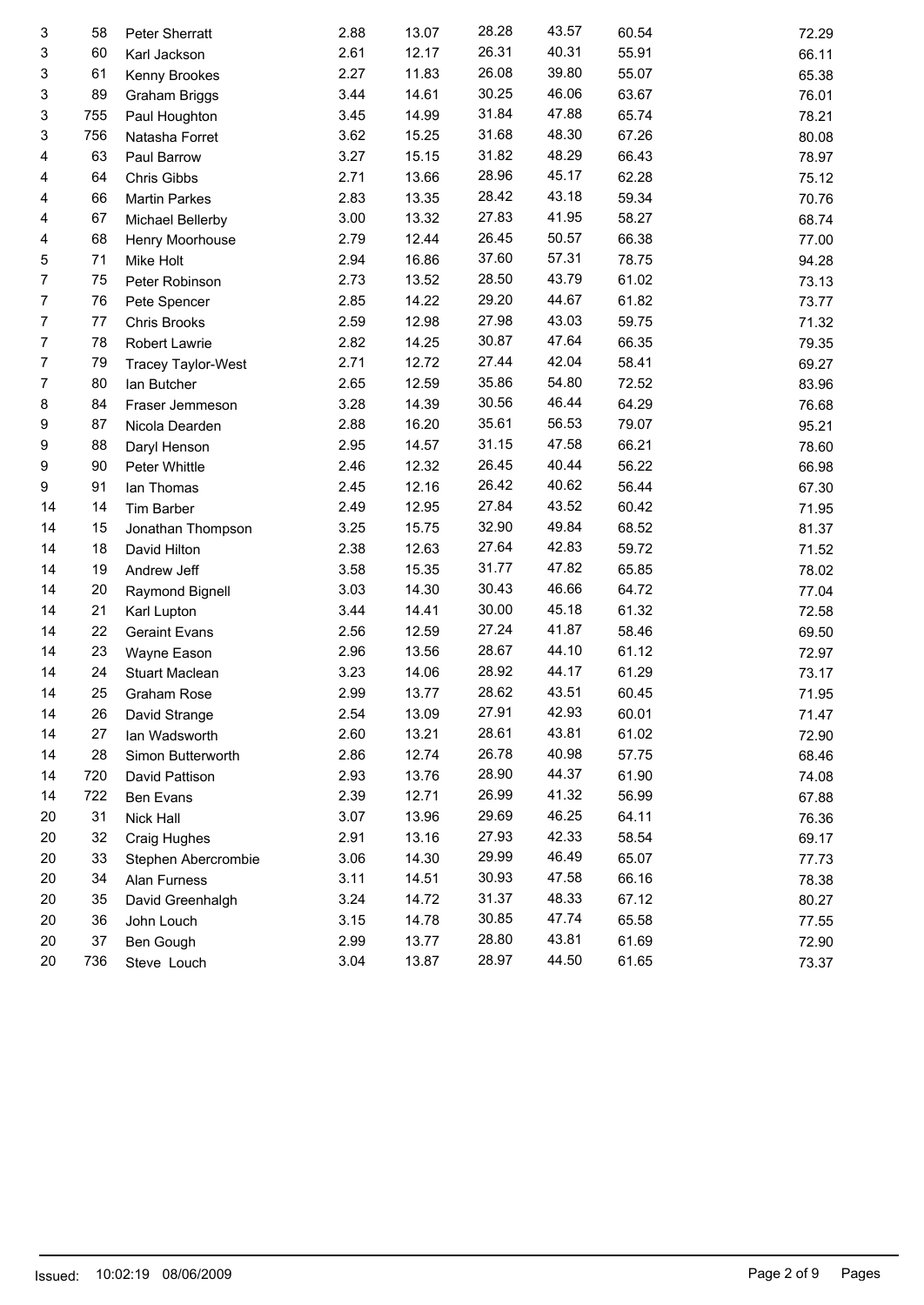| | | | | | | | | |
|---|---|---|---|---|---|---|---|---|
| 3 | 58 | Peter Sherratt | 2.88 | 13.07 | 28.28 | 43.57 | 60.54 | 72.29 |
| 3 | 60 | Karl Jackson | 2.61 | 12.17 | 26.31 | 40.31 | 55.91 | 66.11 |
| 3 | 61 | Kenny Brookes | 2.27 | 11.83 | 26.08 | 39.80 | 55.07 | 65.38 |
| 3 | 89 | Graham Briggs | 3.44 | 14.61 | 30.25 | 46.06 | 63.67 | 76.01 |
| 3 | 755 | Paul Houghton | 3.45 | 14.99 | 31.84 | 47.88 | 65.74 | 78.21 |
| 3 | 756 | Natasha Forret | 3.62 | 15.25 | 31.68 | 48.30 | 67.26 | 80.08 |
| 4 | 63 | Paul Barrow | 3.27 | 15.15 | 31.82 | 48.29 | 66.43 | 78.97 |
| 4 | 64 | Chris Gibbs | 2.71 | 13.66 | 28.96 | 45.17 | 62.28 | 75.12 |
| 4 | 66 | Martin Parkes | 2.83 | 13.35 | 28.42 | 43.18 | 59.34 | 70.76 |
| 4 | 67 | Michael Bellerby | 3.00 | 13.32 | 27.83 | 41.95 | 58.27 | 68.74 |
| 4 | 68 | Henry Moorhouse | 2.79 | 12.44 | 26.45 | 50.57 | 66.38 | 77.00 |
| 5 | 71 | Mike Holt | 2.94 | 16.86 | 37.60 | 57.31 | 78.75 | 94.28 |
| 7 | 75 | Peter Robinson | 2.73 | 13.52 | 28.50 | 43.79 | 61.02 | 73.13 |
| 7 | 76 | Pete Spencer | 2.85 | 14.22 | 29.20 | 44.67 | 61.82 | 73.77 |
| 7 | 77 | Chris Brooks | 2.59 | 12.98 | 27.98 | 43.03 | 59.75 | 71.32 |
| 7 | 78 | Robert Lawrie | 2.82 | 14.25 | 30.87 | 47.64 | 66.35 | 79.35 |
| 7 | 79 | Tracey Taylor-West | 2.71 | 12.72 | 27.44 | 42.04 | 58.41 | 69.27 |
| 7 | 80 | Ian Butcher | 2.65 | 12.59 | 35.86 | 54.80 | 72.52 | 83.96 |
| 8 | 84 | Fraser Jemmeson | 3.28 | 14.39 | 30.56 | 46.44 | 64.29 | 76.68 |
| 9 | 87 | Nicola Dearden | 2.88 | 16.20 | 35.61 | 56.53 | 79.07 | 95.21 |
| 9 | 88 | Daryl Henson | 2.95 | 14.57 | 31.15 | 47.58 | 66.21 | 78.60 |
| 9 | 90 | Peter Whittle | 2.46 | 12.32 | 26.45 | 40.44 | 56.22 | 66.98 |
| 9 | 91 | Ian Thomas | 2.45 | 12.16 | 26.42 | 40.62 | 56.44 | 67.30 |
| 14 | 14 | Tim Barber | 2.49 | 12.95 | 27.84 | 43.52 | 60.42 | 71.95 |
| 14 | 15 | Jonathan Thompson | 3.25 | 15.75 | 32.90 | 49.84 | 68.52 | 81.37 |
| 14 | 18 | David Hilton | 2.38 | 12.63 | 27.64 | 42.83 | 59.72 | 71.52 |
| 14 | 19 | Andrew Jeff | 3.58 | 15.35 | 31.77 | 47.82 | 65.85 | 78.02 |
| 14 | 20 | Raymond Bignell | 3.03 | 14.30 | 30.43 | 46.66 | 64.72 | 77.04 |
| 14 | 21 | Karl Lupton | 3.44 | 14.41 | 30.00 | 45.18 | 61.32 | 72.58 |
| 14 | 22 | Geraint Evans | 2.56 | 12.59 | 27.24 | 41.87 | 58.46 | 69.50 |
| 14 | 23 | Wayne Eason | 2.96 | 13.56 | 28.67 | 44.10 | 61.12 | 72.97 |
| 14 | 24 | Stuart Maclean | 3.23 | 14.06 | 28.92 | 44.17 | 61.29 | 73.17 |
| 14 | 25 | Graham Rose | 2.99 | 13.77 | 28.62 | 43.51 | 60.45 | 71.95 |
| 14 | 26 | David Strange | 2.54 | 13.09 | 27.91 | 42.93 | 60.01 | 71.47 |
| 14 | 27 | Ian Wadsworth | 2.60 | 13.21 | 28.61 | 43.81 | 61.02 | 72.90 |
| 14 | 28 | Simon Butterworth | 2.86 | 12.74 | 26.78 | 40.98 | 57.75 | 68.46 |
| 14 | 720 | David Pattison | 2.93 | 13.76 | 28.90 | 44.37 | 61.90 | 74.08 |
| 14 | 722 | Ben Evans | 2.39 | 12.71 | 26.99 | 41.32 | 56.99 | 67.88 |
| 20 | 31 | Nick Hall | 3.07 | 13.96 | 29.69 | 46.25 | 64.11 | 76.36 |
| 20 | 32 | Craig Hughes | 2.91 | 13.16 | 27.93 | 42.33 | 58.54 | 69.17 |
| 20 | 33 | Stephen Abercrombie | 3.06 | 14.30 | 29.99 | 46.49 | 65.07 | 77.73 |
| 20 | 34 | Alan Furness | 3.11 | 14.51 | 30.93 | 47.58 | 66.16 | 78.38 |
| 20 | 35 | David Greenhalgh | 3.24 | 14.72 | 31.37 | 48.33 | 67.12 | 80.27 |
| 20 | 36 | John Louch | 3.15 | 14.78 | 30.85 | 47.74 | 65.58 | 77.55 |
| 20 | 37 | Ben Gough | 2.99 | 13.77 | 28.80 | 43.81 | 61.69 | 72.90 |
| 20 | 736 | Steve Louch | 3.04 | 13.87 | 28.97 | 44.50 | 61.65 | 73.37 |

Issued: 10:02:19 08/06/2009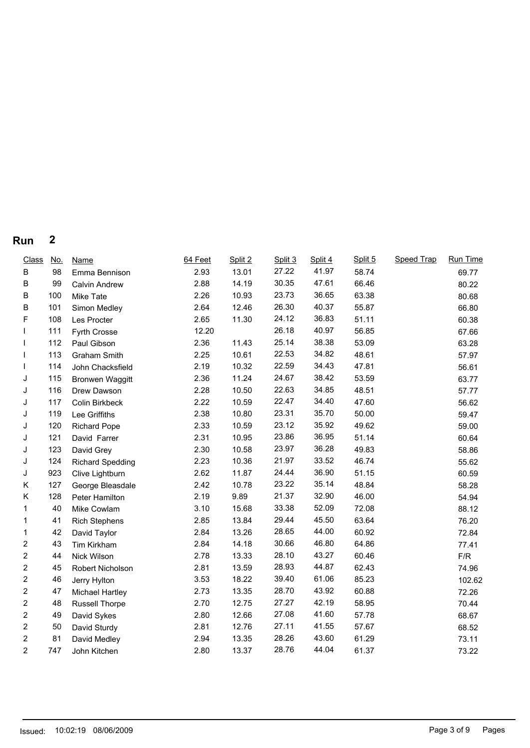# Run 2

| Class | No. | Name | 64 Feet | Split 2 | Split 3 | Split 4 | Split 5 | Speed Trap | Run Time |
|---|---|---|---|---|---|---|---|---|---|
| B | 98 | Emma Bennison | 2.93 | 13.01 | 27.22 | 41.97 | 58.74 | | 69.77 |
| B | 99 | Calvin Andrew | 2.88 | 14.19 | 30.35 | 47.61 | 66.46 | | 80.22 |
| B | 100 | Mike Tate | 2.26 | 10.93 | 23.73 | 36.65 | 63.38 | | 80.68 |
| B | 101 | Simon Medley | 2.64 | 12.46 | 26.30 | 40.37 | 55.87 | | 66.80 |
| F | 108 | Les Procter | 2.65 | 11.30 | 24.12 | 36.83 | 51.11 | | 60.38 |
| I | 111 | Fyrth Crosse | 12.20 | | 26.18 | 40.97 | 56.85 | | 67.66 |
| I | 112 | Paul Gibson | 2.36 | 11.43 | 25.14 | 38.38 | 53.09 | | 63.28 |
| I | 113 | Graham Smith | 2.25 | 10.61 | 22.53 | 34.82 | 48.61 | | 57.97 |
| I | 114 | John Chacksfield | 2.19 | 10.32 | 22.59 | 34.43 | 47.81 | | 56.61 |
| J | 115 | Bronwen Waggitt | 2.36 | 11.24 | 24.67 | 38.42 | 53.59 | | 63.77 |
| J | 116 | Drew Dawson | 2.28 | 10.50 | 22.63 | 34.85 | 48.51 | | 57.77 |
| J | 117 | Colin Birkbeck | 2.22 | 10.59 | 22.47 | 34.40 | 47.60 | | 56.62 |
| J | 119 | Lee Griffiths | 2.38 | 10.80 | 23.31 | 35.70 | 50.00 | | 59.47 |
| J | 120 | Richard Pope | 2.33 | 10.59 | 23.12 | 35.92 | 49.62 | | 59.00 |
| J | 121 | David Farrer | 2.31 | 10.95 | 23.86 | 36.95 | 51.14 | | 60.64 |
| J | 123 | David Grey | 2.30 | 10.58 | 23.97 | 36.28 | 49.83 | | 58.86 |
| J | 124 | Richard Spedding | 2.23 | 10.36 | 21.97 | 33.52 | 46.74 | | 55.62 |
| J | 923 | Clive Lightburn | 2.62 | 11.87 | 24.44 | 36.90 | 51.15 | | 60.59 |
| K | 127 | George Bleasdale | 2.42 | 10.78 | 23.22 | 35.14 | 48.84 | | 58.28 |
| K | 128 | Peter Hamilton | 2.19 | 9.89 | 21.37 | 32.90 | 46.00 | | 54.94 |
| 1 | 40 | Mike Cowlam | 3.10 | 15.68 | 33.38 | 52.09 | 72.08 | | 88.12 |
| 1 | 41 | Rich Stephens | 2.85 | 13.84 | 29.44 | 45.50 | 63.64 | | 76.20 |
| 1 | 42 | David Taylor | 2.84 | 13.26 | 28.65 | 44.00 | 60.92 | | 72.84 |
| 2 | 43 | Tim Kirkham | 2.84 | 14.18 | 30.66 | 46.80 | 64.86 | | 77.41 |
| 2 | 44 | Nick Wilson | 2.78 | 13.33 | 28.10 | 43.27 | 60.46 | | F/R |
| 2 | 45 | Robert Nicholson | 2.81 | 13.59 | 28.93 | 44.87 | 62.43 | | 74.96 |
| 2 | 46 | Jerry Hylton | 3.53 | 18.22 | 39.40 | 61.06 | 85.23 | | 102.62 |
| 2 | 47 | Michael Hartley | 2.73 | 13.35 | 28.70 | 43.92 | 60.88 | | 72.26 |
| 2 | 48 | Russell Thorpe | 2.70 | 12.75 | 27.27 | 42.19 | 58.95 | | 70.44 |
| 2 | 49 | David Sykes | 2.80 | 12.66 | 27.08 | 41.60 | 57.78 | | 68.67 |
| 2 | 50 | David Sturdy | 2.81 | 12.76 | 27.11 | 41.55 | 57.67 | | 68.52 |
| 2 | 81 | David Medley | 2.94 | 13.35 | 28.26 | 43.60 | 61.29 | | 73.11 |
| 2 | 747 | John Kitchen | 2.80 | 13.37 | 28.76 | 44.04 | 61.37 | | 73.22 |

Issued: 10:02:19 08/06/2009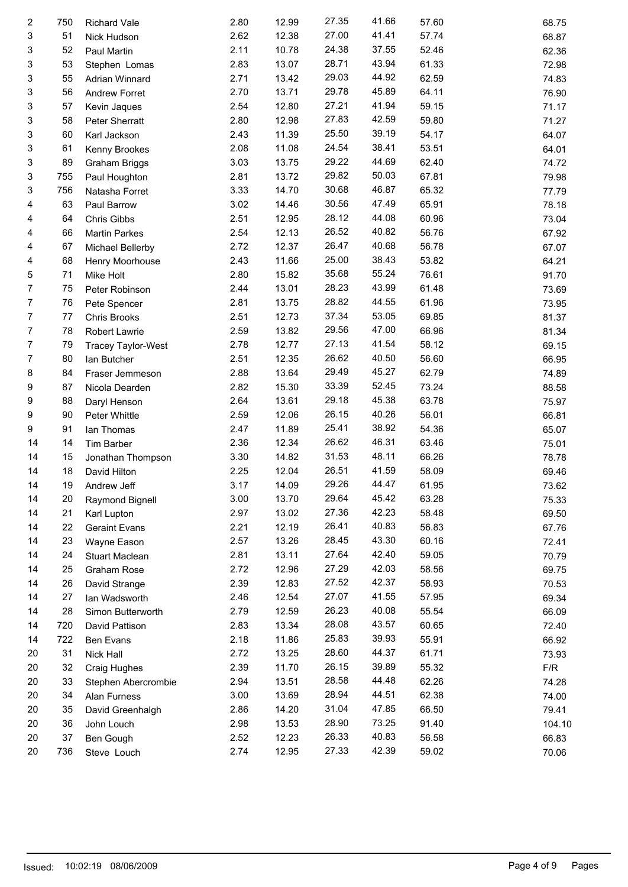| | | | | | | | | |
|---|---|---|---|---|---|---|---|---|
| 2 | 750 | Richard Vale | 2.80 | 12.99 | 27.35 | 41.66 | 57.60 | 68.75 |
| 3 | 51 | Nick Hudson | 2.62 | 12.38 | 27.00 | 41.41 | 57.74 | 68.87 |
| 3 | 52 | Paul Martin | 2.11 | 10.78 | 24.38 | 37.55 | 52.46 | 62.36 |
| 3 | 53 | Stephen Lomas | 2.83 | 13.07 | 28.71 | 43.94 | 61.33 | 72.98 |
| 3 | 55 | Adrian Winnard | 2.71 | 13.42 | 29.03 | 44.92 | 62.59 | 74.83 |
| 3 | 56 | Andrew Forret | 2.70 | 13.71 | 29.78 | 45.89 | 64.11 | 76.90 |
| 3 | 57 | Kevin Jaques | 2.54 | 12.80 | 27.21 | 41.94 | 59.15 | 71.17 |
| 3 | 58 | Peter Sherratt | 2.80 | 12.98 | 27.83 | 42.59 | 59.80 | 71.27 |
| 3 | 60 | Karl Jackson | 2.43 | 11.39 | 25.50 | 39.19 | 54.17 | 64.07 |
| 3 | 61 | Kenny Brookes | 2.08 | 11.08 | 24.54 | 38.41 | 53.51 | 64.01 |
| 3 | 89 | Graham Briggs | 3.03 | 13.75 | 29.22 | 44.69 | 62.40 | 74.72 |
| 3 | 755 | Paul Houghton | 2.81 | 13.72 | 29.82 | 50.03 | 67.81 | 79.98 |
| 3 | 756 | Natasha Forret | 3.33 | 14.70 | 30.68 | 46.87 | 65.32 | 77.79 |
| 4 | 63 | Paul Barrow | 3.02 | 14.46 | 30.56 | 47.49 | 65.91 | 78.18 |
| 4 | 64 | Chris Gibbs | 2.51 | 12.95 | 28.12 | 44.08 | 60.96 | 73.04 |
| 4 | 66 | Martin Parkes | 2.54 | 12.13 | 26.52 | 40.82 | 56.76 | 67.92 |
| 4 | 67 | Michael Bellerby | 2.72 | 12.37 | 26.47 | 40.68 | 56.78 | 67.07 |
| 4 | 68 | Henry Moorhouse | 2.43 | 11.66 | 25.00 | 38.43 | 53.82 | 64.21 |
| 5 | 71 | Mike Holt | 2.80 | 15.82 | 35.68 | 55.24 | 76.61 | 91.70 |
| 7 | 75 | Peter Robinson | 2.44 | 13.01 | 28.23 | 43.99 | 61.48 | 73.69 |
| 7 | 76 | Pete Spencer | 2.81 | 13.75 | 28.82 | 44.55 | 61.96 | 73.95 |
| 7 | 77 | Chris Brooks | 2.51 | 12.73 | 37.34 | 53.05 | 69.85 | 81.37 |
| 7 | 78 | Robert Lawrie | 2.59 | 13.82 | 29.56 | 47.00 | 66.96 | 81.34 |
| 7 | 79 | Tracey Taylor-West | 2.78 | 12.77 | 27.13 | 41.54 | 58.12 | 69.15 |
| 7 | 80 | Ian Butcher | 2.51 | 12.35 | 26.62 | 40.50 | 56.60 | 66.95 |
| 8 | 84 | Fraser Jemmeson | 2.88 | 13.64 | 29.49 | 45.27 | 62.79 | 74.89 |
| 9 | 87 | Nicola Dearden | 2.82 | 15.30 | 33.39 | 52.45 | 73.24 | 88.58 |
| 9 | 88 | Daryl Henson | 2.64 | 13.61 | 29.18 | 45.38 | 63.78 | 75.97 |
| 9 | 90 | Peter Whittle | 2.59 | 12.06 | 26.15 | 40.26 | 56.01 | 66.81 |
| 9 | 91 | Ian Thomas | 2.47 | 11.89 | 25.41 | 38.92 | 54.36 | 65.07 |
| 14 | 14 | Tim Barber | 2.36 | 12.34 | 26.62 | 46.31 | 63.46 | 75.01 |
| 14 | 15 | Jonathan Thompson | 3.30 | 14.82 | 31.53 | 48.11 | 66.26 | 78.78 |
| 14 | 18 | David Hilton | 2.25 | 12.04 | 26.51 | 41.59 | 58.09 | 69.46 |
| 14 | 19 | Andrew Jeff | 3.17 | 14.09 | 29.26 | 44.47 | 61.95 | 73.62 |
| 14 | 20 | Raymond Bignell | 3.00 | 13.70 | 29.64 | 45.42 | 63.28 | 75.33 |
| 14 | 21 | Karl Lupton | 2.97 | 13.02 | 27.36 | 42.23 | 58.48 | 69.50 |
| 14 | 22 | Geraint Evans | 2.21 | 12.19 | 26.41 | 40.83 | 56.83 | 67.76 |
| 14 | 23 | Wayne Eason | 2.57 | 13.26 | 28.45 | 43.30 | 60.16 | 72.41 |
| 14 | 24 | Stuart Maclean | 2.81 | 13.11 | 27.64 | 42.40 | 59.05 | 70.79 |
| 14 | 25 | Graham Rose | 2.72 | 12.96 | 27.29 | 42.03 | 58.56 | 69.75 |
| 14 | 26 | David Strange | 2.39 | 12.83 | 27.52 | 42.37 | 58.93 | 70.53 |
| 14 | 27 | Ian Wadsworth | 2.46 | 12.54 | 27.07 | 41.55 | 57.95 | 69.34 |
| 14 | 28 | Simon Butterworth | 2.79 | 12.59 | 26.23 | 40.08 | 55.54 | 66.09 |
| 14 | 720 | David Pattison | 2.83 | 13.34 | 28.08 | 43.57 | 60.65 | 72.40 |
| 14 | 722 | Ben Evans | 2.18 | 11.86 | 25.83 | 39.93 | 55.91 | 66.92 |
| 20 | 31 | Nick Hall | 2.72 | 13.25 | 28.60 | 44.37 | 61.71 | 73.93 |
| 20 | 32 | Craig Hughes | 2.39 | 11.70 | 26.15 | 39.89 | 55.32 | F/R |
| 20 | 33 | Stephen Abercrombie | 2.94 | 13.51 | 28.58 | 44.48 | 62.26 | 74.28 |
| 20 | 34 | Alan Furness | 3.00 | 13.69 | 28.94 | 44.51 | 62.38 | 74.00 |
| 20 | 35 | David Greenhalgh | 2.86 | 14.20 | 31.04 | 47.85 | 66.50 | 79.41 |
| 20 | 36 | John Louch | 2.98 | 13.53 | 28.90 | 73.25 | 91.40 | 104.10 |
| 20 | 37 | Ben Gough | 2.52 | 12.23 | 26.33 | 40.83 | 56.58 | 66.83 |
| 20 | 736 | Steve Louch | 2.74 | 12.95 | 27.33 | 42.39 | 59.02 | 70.06 |

Issued: 10:02:19 08/06/2009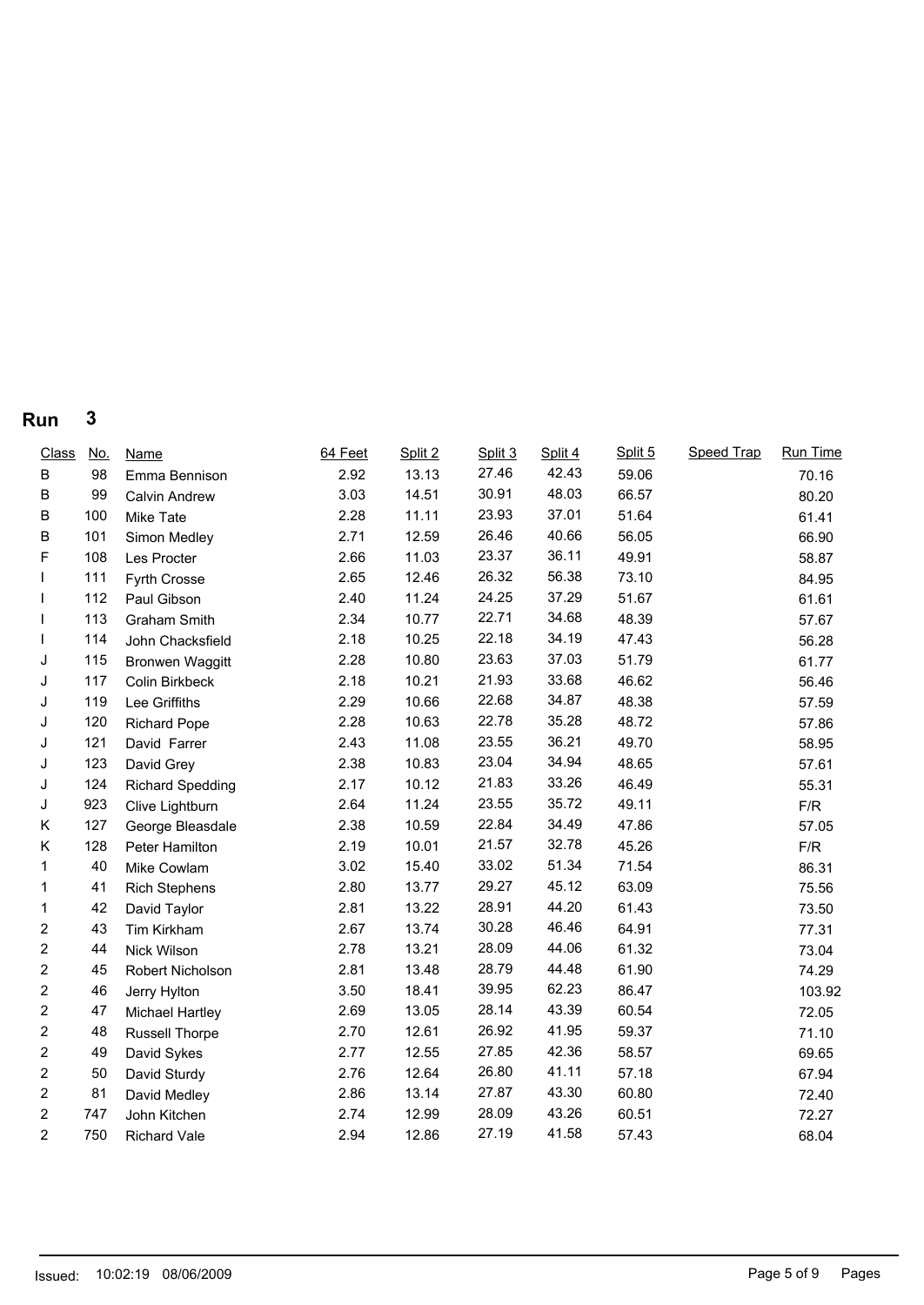# Run 3

| Class | No. | Name | 64 Feet | Split 2 | Split 3 | Split 4 | Split 5 | Speed Trap | Run Time |
|---|---|---|---|---|---|---|---|---|---|
| B | 98 | Emma Bennison | 2.92 | 13.13 | 27.46 | 42.43 | 59.06 | | 70.16 |
| B | 99 | Calvin Andrew | 3.03 | 14.51 | 30.91 | 48.03 | 66.57 | | 80.20 |
| B | 100 | Mike Tate | 2.28 | 11.11 | 23.93 | 37.01 | 51.64 | | 61.41 |
| B | 101 | Simon Medley | 2.71 | 12.59 | 26.46 | 40.66 | 56.05 | | 66.90 |
| F | 108 | Les Procter | 2.66 | 11.03 | 23.37 | 36.11 | 49.91 | | 58.87 |
| I | 111 | Fyrth Crosse | 2.65 | 12.46 | 26.32 | 56.38 | 73.10 | | 84.95 |
| I | 112 | Paul Gibson | 2.40 | 11.24 | 24.25 | 37.29 | 51.67 | | 61.61 |
| I | 113 | Graham Smith | 2.34 | 10.77 | 22.71 | 34.68 | 48.39 | | 57.67 |
| I | 114 | John Chacksfield | 2.18 | 10.25 | 22.18 | 34.19 | 47.43 | | 56.28 |
| J | 115 | Bronwen Waggitt | 2.28 | 10.80 | 23.63 | 37.03 | 51.79 | | 61.77 |
| J | 117 | Colin Birkbeck | 2.18 | 10.21 | 21.93 | 33.68 | 46.62 | | 56.46 |
| J | 119 | Lee Griffiths | 2.29 | 10.66 | 22.68 | 34.87 | 48.38 | | 57.59 |
| J | 120 | Richard Pope | 2.28 | 10.63 | 22.78 | 35.28 | 48.72 | | 57.86 |
| J | 121 | David Farrer | 2.43 | 11.08 | 23.55 | 36.21 | 49.70 | | 58.95 |
| J | 123 | David Grey | 2.38 | 10.83 | 23.04 | 34.94 | 48.65 | | 57.61 |
| J | 124 | Richard Spedding | 2.17 | 10.12 | 21.83 | 33.26 | 46.49 | | 55.31 |
| J | 923 | Clive Lightburn | 2.64 | 11.24 | 23.55 | 35.72 | 49.11 | | F/R |
| K | 127 | George Bleasdale | 2.38 | 10.59 | 22.84 | 34.49 | 47.86 | | 57.05 |
| K | 128 | Peter Hamilton | 2.19 | 10.01 | 21.57 | 32.78 | 45.26 | | F/R |
| 1 | 40 | Mike Cowlam | 3.02 | 15.40 | 33.02 | 51.34 | 71.54 | | 86.31 |
| 1 | 41 | Rich Stephens | 2.80 | 13.77 | 29.27 | 45.12 | 63.09 | | 75.56 |
| 1 | 42 | David Taylor | 2.81 | 13.22 | 28.91 | 44.20 | 61.43 | | 73.50 |
| 2 | 43 | Tim Kirkham | 2.67 | 13.74 | 30.28 | 46.46 | 64.91 | | 77.31 |
| 2 | 44 | Nick Wilson | 2.78 | 13.21 | 28.09 | 44.06 | 61.32 | | 73.04 |
| 2 | 45 | Robert Nicholson | 2.81 | 13.48 | 28.79 | 44.48 | 61.90 | | 74.29 |
| 2 | 46 | Jerry Hylton | 3.50 | 18.41 | 39.95 | 62.23 | 86.47 | | 103.92 |
| 2 | 47 | Michael Hartley | 2.69 | 13.05 | 28.14 | 43.39 | 60.54 | | 72.05 |
| 2 | 48 | Russell Thorpe | 2.70 | 12.61 | 26.92 | 41.95 | 59.37 | | 71.10 |
| 2 | 49 | David Sykes | 2.77 | 12.55 | 27.85 | 42.36 | 58.57 | | 69.65 |
| 2 | 50 | David Sturdy | 2.76 | 12.64 | 26.80 | 41.11 | 57.18 | | 67.94 |
| 2 | 81 | David Medley | 2.86 | 13.14 | 27.87 | 43.30 | 60.80 | | 72.40 |
| 2 | 747 | John Kitchen | 2.74 | 12.99 | 28.09 | 43.26 | 60.51 | | 72.27 |
| 2 | 750 | Richard Vale | 2.94 | 12.86 | 27.19 | 41.58 | 57.43 | | 68.04 |

Issued: 10:02:19 08/06/2009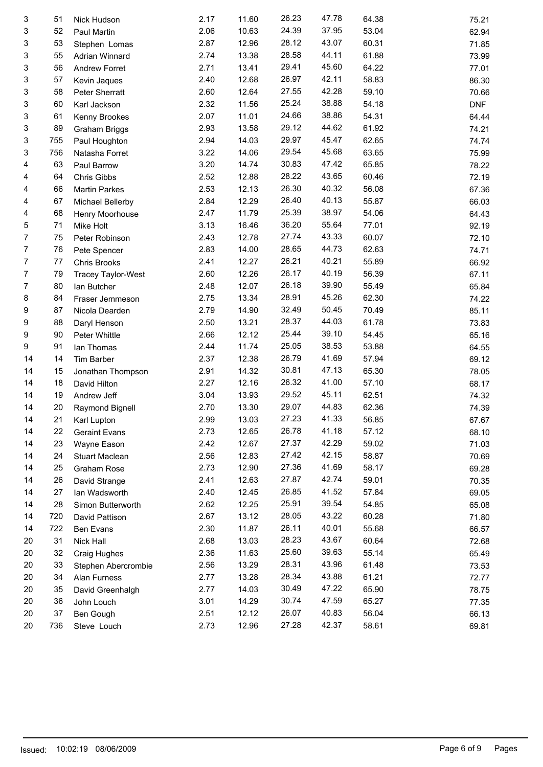| | | | | | | | | |
|---|---|---|---|---|---|---|---|---|
| 3 | 51 | Nick Hudson | 2.17 | 11.60 | 26.23 | 47.78 | 64.38 | 75.21 |
| 3 | 52 | Paul Martin | 2.06 | 10.63 | 24.39 | 37.95 | 53.04 | 62.94 |
| 3 | 53 | Stephen Lomas | 2.87 | 12.96 | 28.12 | 43.07 | 60.31 | 71.85 |
| 3 | 55 | Adrian Winnard | 2.74 | 13.38 | 28.58 | 44.11 | 61.88 | 73.99 |
| 3 | 56 | Andrew Forret | 2.71 | 13.41 | 29.41 | 45.60 | 64.22 | 77.01 |
| 3 | 57 | Kevin Jaques | 2.40 | 12.68 | 26.97 | 42.11 | 58.83 | 86.30 |
| 3 | 58 | Peter Sherratt | 2.60 | 12.64 | 27.55 | 42.28 | 59.10 | 70.66 |
| 3 | 60 | Karl Jackson | 2.32 | 11.56 | 25.24 | 38.88 | 54.18 | DNF |
| 3 | 61 | Kenny Brookes | 2.07 | 11.01 | 24.66 | 38.86 | 54.31 | 64.44 |
| 3 | 89 | Graham Briggs | 2.93 | 13.58 | 29.12 | 44.62 | 61.92 | 74.21 |
| 3 | 755 | Paul Houghton | 2.94 | 14.03 | 29.97 | 45.47 | 62.65 | 74.74 |
| 3 | 756 | Natasha Forret | 3.22 | 14.06 | 29.54 | 45.68 | 63.65 | 75.99 |
| 4 | 63 | Paul Barrow | 3.20 | 14.74 | 30.83 | 47.42 | 65.85 | 78.22 |
| 4 | 64 | Chris Gibbs | 2.52 | 12.88 | 28.22 | 43.65 | 60.46 | 72.19 |
| 4 | 66 | Martin Parkes | 2.53 | 12.13 | 26.30 | 40.32 | 56.08 | 67.36 |
| 4 | 67 | Michael Bellerby | 2.84 | 12.29 | 26.40 | 40.13 | 55.87 | 66.03 |
| 4 | 68 | Henry Moorhouse | 2.47 | 11.79 | 25.39 | 38.97 | 54.06 | 64.43 |
| 5 | 71 | Mike Holt | 3.13 | 16.46 | 36.20 | 55.64 | 77.01 | 92.19 |
| 7 | 75 | Peter Robinson | 2.43 | 12.78 | 27.74 | 43.33 | 60.07 | 72.10 |
| 7 | 76 | Pete Spencer | 2.83 | 14.00 | 28.65 | 44.73 | 62.63 | 74.71 |
| 7 | 77 | Chris Brooks | 2.41 | 12.27 | 26.21 | 40.21 | 55.89 | 66.92 |
| 7 | 79 | Tracey Taylor-West | 2.60 | 12.26 | 26.17 | 40.19 | 56.39 | 67.11 |
| 7 | 80 | Ian Butcher | 2.48 | 12.07 | 26.18 | 39.90 | 55.49 | 65.84 |
| 8 | 84 | Fraser Jemmeson | 2.75 | 13.34 | 28.91 | 45.26 | 62.30 | 74.22 |
| 9 | 87 | Nicola Dearden | 2.79 | 14.90 | 32.49 | 50.45 | 70.49 | 85.11 |
| 9 | 88 | Daryl Henson | 2.50 | 13.21 | 28.37 | 44.03 | 61.78 | 73.83 |
| 9 | 90 | Peter Whittle | 2.66 | 12.12 | 25.44 | 39.10 | 54.45 | 65.16 |
| 9 | 91 | Ian Thomas | 2.44 | 11.74 | 25.05 | 38.53 | 53.88 | 64.55 |
| 14 | 14 | Tim Barber | 2.37 | 12.38 | 26.79 | 41.69 | 57.94 | 69.12 |
| 14 | 15 | Jonathan Thompson | 2.91 | 14.32 | 30.81 | 47.13 | 65.30 | 78.05 |
| 14 | 18 | David Hilton | 2.27 | 12.16 | 26.32 | 41.00 | 57.10 | 68.17 |
| 14 | 19 | Andrew Jeff | 3.04 | 13.93 | 29.52 | 45.11 | 62.51 | 74.32 |
| 14 | 20 | Raymond Bignell | 2.70 | 13.30 | 29.07 | 44.83 | 62.36 | 74.39 |
| 14 | 21 | Karl Lupton | 2.99 | 13.03 | 27.23 | 41.33 | 56.85 | 67.67 |
| 14 | 22 | Geraint Evans | 2.73 | 12.65 | 26.78 | 41.18 | 57.12 | 68.10 |
| 14 | 23 | Wayne Eason | 2.42 | 12.67 | 27.37 | 42.29 | 59.02 | 71.03 |
| 14 | 24 | Stuart Maclean | 2.56 | 12.83 | 27.42 | 42.15 | 58.87 | 70.69 |
| 14 | 25 | Graham Rose | 2.73 | 12.90 | 27.36 | 41.69 | 58.17 | 69.28 |
| 14 | 26 | David Strange | 2.41 | 12.63 | 27.87 | 42.74 | 59.01 | 70.35 |
| 14 | 27 | Ian Wadsworth | 2.40 | 12.45 | 26.85 | 41.52 | 57.84 | 69.05 |
| 14 | 28 | Simon Butterworth | 2.62 | 12.25 | 25.91 | 39.54 | 54.85 | 65.08 |
| 14 | 720 | David Pattison | 2.67 | 13.12 | 28.05 | 43.22 | 60.28 | 71.80 |
| 14 | 722 | Ben Evans | 2.30 | 11.87 | 26.11 | 40.01 | 55.68 | 66.57 |
| 20 | 31 | Nick Hall | 2.68 | 13.03 | 28.23 | 43.67 | 60.64 | 72.68 |
| 20 | 32 | Craig Hughes | 2.36 | 11.63 | 25.60 | 39.63 | 55.14 | 65.49 |
| 20 | 33 | Stephen Abercrombie | 2.56 | 13.29 | 28.31 | 43.96 | 61.48 | 73.53 |
| 20 | 34 | Alan Furness | 2.77 | 13.28 | 28.34 | 43.88 | 61.21 | 72.77 |
| 20 | 35 | David Greenhalgh | 2.77 | 14.03 | 30.49 | 47.22 | 65.90 | 78.75 |
| 20 | 36 | John Louch | 3.01 | 14.29 | 30.74 | 47.59 | 65.27 | 77.35 |
| 20 | 37 | Ben Gough | 2.51 | 12.12 | 26.07 | 40.83 | 56.04 | 66.13 |
| 20 | 736 | Steve Louch | 2.73 | 12.96 | 27.28 | 42.37 | 58.61 | 69.81 |

Issued: 10:02:19 08/06/2009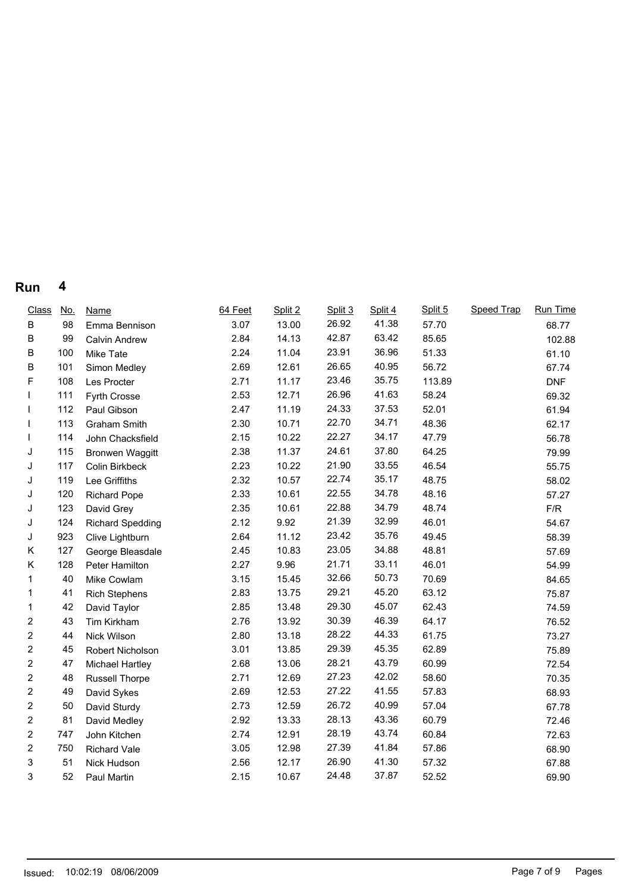## Run 4

| Class | No. | Name | 64 Feet | Split 2 | Split 3 | Split 4 | Split 5 | Speed Trap | Run Time |
|---|---|---|---|---|---|---|---|---|---|
| B | 98 | Emma Bennison | 3.07 | 13.00 | 26.92 | 41.38 | 57.70 | | 68.77 |
| B | 99 | Calvin Andrew | 2.84 | 14.13 | 42.87 | 63.42 | 85.65 | | 102.88 |
| B | 100 | Mike Tate | 2.24 | 11.04 | 23.91 | 36.96 | 51.33 | | 61.10 |
| B | 101 | Simon Medley | 2.69 | 12.61 | 26.65 | 40.95 | 56.72 | | 67.74 |
| F | 108 | Les Procter | 2.71 | 11.17 | 23.46 | 35.75 | 113.89 | | DNF |
| I | 111 | Fyrth Crosse | 2.53 | 12.71 | 26.96 | 41.63 | 58.24 | | 69.32 |
| I | 112 | Paul Gibson | 2.47 | 11.19 | 24.33 | 37.53 | 52.01 | | 61.94 |
| I | 113 | Graham Smith | 2.30 | 10.71 | 22.70 | 34.71 | 48.36 | | 62.17 |
| I | 114 | John Chacksfield | 2.15 | 10.22 | 22.27 | 34.17 | 47.79 | | 56.78 |
| J | 115 | Bronwen Waggitt | 2.38 | 11.37 | 24.61 | 37.80 | 64.25 | | 79.99 |
| J | 117 | Colin Birkbeck | 2.23 | 10.22 | 21.90 | 33.55 | 46.54 | | 55.75 |
| J | 119 | Lee Griffiths | 2.32 | 10.57 | 22.74 | 35.17 | 48.75 | | 58.02 |
| J | 120 | Richard Pope | 2.33 | 10.61 | 22.55 | 34.78 | 48.16 | | 57.27 |
| J | 123 | David Grey | 2.35 | 10.61 | 22.88 | 34.79 | 48.74 | | F/R |
| J | 124 | Richard Spedding | 2.12 | 9.92 | 21.39 | 32.99 | 46.01 | | 54.67 |
| J | 923 | Clive Lightburn | 2.64 | 11.12 | 23.42 | 35.76 | 49.45 | | 58.39 |
| K | 127 | George Bleasdale | 2.45 | 10.83 | 23.05 | 34.88 | 48.81 | | 57.69 |
| K | 128 | Peter Hamilton | 2.27 | 9.96 | 21.71 | 33.11 | 46.01 | | 54.99 |
| 1 | 40 | Mike Cowlam | 3.15 | 15.45 | 32.66 | 50.73 | 70.69 | | 84.65 |
| 1 | 41 | Rich Stephens | 2.83 | 13.75 | 29.21 | 45.20 | 63.12 | | 75.87 |
| 1 | 42 | David Taylor | 2.85 | 13.48 | 29.30 | 45.07 | 62.43 | | 74.59 |
| 2 | 43 | Tim Kirkham | 2.76 | 13.92 | 30.39 | 46.39 | 64.17 | | 76.52 |
| 2 | 44 | Nick Wilson | 2.80 | 13.18 | 28.22 | 44.33 | 61.75 | | 73.27 |
| 2 | 45 | Robert Nicholson | 3.01 | 13.85 | 29.39 | 45.35 | 62.89 | | 75.89 |
| 2 | 47 | Michael Hartley | 2.68 | 13.06 | 28.21 | 43.79 | 60.99 | | 72.54 |
| 2 | 48 | Russell Thorpe | 2.71 | 12.69 | 27.23 | 42.02 | 58.60 | | 70.35 |
| 2 | 49 | David Sykes | 2.69 | 12.53 | 27.22 | 41.55 | 57.83 | | 68.93 |
| 2 | 50 | David Sturdy | 2.73 | 12.59 | 26.72 | 40.99 | 57.04 | | 67.78 |
| 2 | 81 | David Medley | 2.92 | 13.33 | 28.13 | 43.36 | 60.79 | | 72.46 |
| 2 | 747 | John Kitchen | 2.74 | 12.91 | 28.19 | 43.74 | 60.84 | | 72.63 |
| 2 | 750 | Richard Vale | 3.05 | 12.98 | 27.39 | 41.84 | 57.86 | | 68.90 |
| 3 | 51 | Nick Hudson | 2.56 | 12.17 | 26.90 | 41.30 | 57.32 | | 67.88 |
| 3 | 52 | Paul Martin | 2.15 | 10.67 | 24.48 | 37.87 | 52.52 | | 69.90 |

Issued: 10:02:19 08/06/2009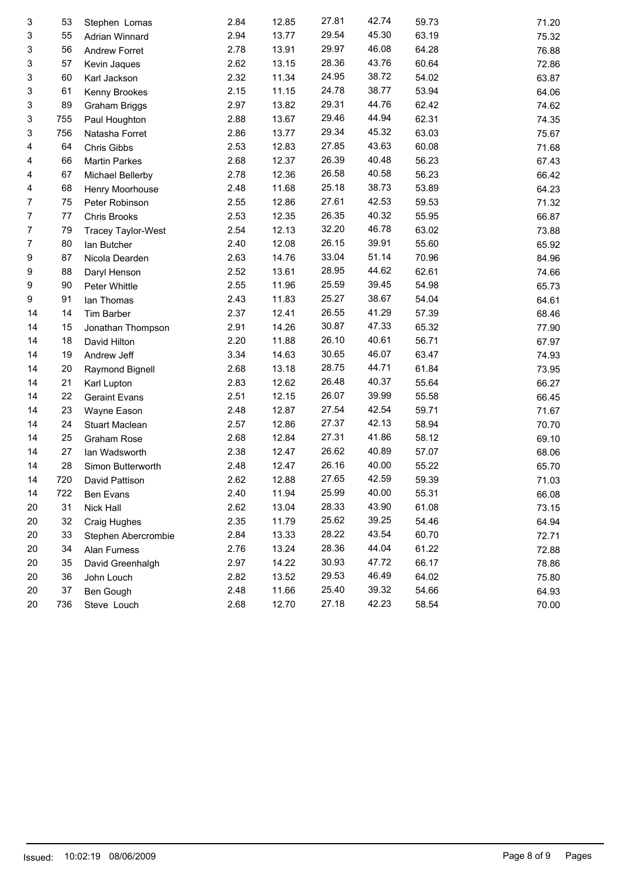| | | | | | | | | |
|---|---|---|---|---|---|---|---|---|
| 3 | 53 | Stephen Lomas | 2.84 | 12.85 | 27.81 | 42.74 | 59.73 | 71.20 |
| 3 | 55 | Adrian Winnard | 2.94 | 13.77 | 29.54 | 45.30 | 63.19 | 75.32 |
| 3 | 56 | Andrew Forret | 2.78 | 13.91 | 29.97 | 46.08 | 64.28 | 76.88 |
| 3 | 57 | Kevin Jaques | 2.62 | 13.15 | 28.36 | 43.76 | 60.64 | 72.86 |
| 3 | 60 | Karl Jackson | 2.32 | 11.34 | 24.95 | 38.72 | 54.02 | 63.87 |
| 3 | 61 | Kenny Brookes | 2.15 | 11.15 | 24.78 | 38.77 | 53.94 | 64.06 |
| 3 | 89 | Graham Briggs | 2.97 | 13.82 | 29.31 | 44.76 | 62.42 | 74.62 |
| 3 | 755 | Paul Houghton | 2.88 | 13.67 | 29.46 | 44.94 | 62.31 | 74.35 |
| 3 | 756 | Natasha Forret | 2.86 | 13.77 | 29.34 | 45.32 | 63.03 | 75.67 |
| 4 | 64 | Chris Gibbs | 2.53 | 12.83 | 27.85 | 43.63 | 60.08 | 71.68 |
| 4 | 66 | Martin Parkes | 2.68 | 12.37 | 26.39 | 40.48 | 56.23 | 67.43 |
| 4 | 67 | Michael Bellerby | 2.78 | 12.36 | 26.58 | 40.58 | 56.23 | 66.42 |
| 4 | 68 | Henry Moorhouse | 2.48 | 11.68 | 25.18 | 38.73 | 53.89 | 64.23 |
| 7 | 75 | Peter Robinson | 2.55 | 12.86 | 27.61 | 42.53 | 59.53 | 71.32 |
| 7 | 77 | Chris Brooks | 2.53 | 12.35 | 26.35 | 40.32 | 55.95 | 66.87 |
| 7 | 79 | Tracey Taylor-West | 2.54 | 12.13 | 32.20 | 46.78 | 63.02 | 73.88 |
| 7 | 80 | Ian Butcher | 2.40 | 12.08 | 26.15 | 39.91 | 55.60 | 65.92 |
| 9 | 87 | Nicola Dearden | 2.63 | 14.76 | 33.04 | 51.14 | 70.96 | 84.96 |
| 9 | 88 | Daryl Henson | 2.52 | 13.61 | 28.95 | 44.62 | 62.61 | 74.66 |
| 9 | 90 | Peter Whittle | 2.55 | 11.96 | 25.59 | 39.45 | 54.98 | 65.73 |
| 9 | 91 | Ian Thomas | 2.43 | 11.83 | 25.27 | 38.67 | 54.04 | 64.61 |
| 14 | 14 | Tim Barber | 2.37 | 12.41 | 26.55 | 41.29 | 57.39 | 68.46 |
| 14 | 15 | Jonathan Thompson | 2.91 | 14.26 | 30.87 | 47.33 | 65.32 | 77.90 |
| 14 | 18 | David Hilton | 2.20 | 11.88 | 26.10 | 40.61 | 56.71 | 67.97 |
| 14 | 19 | Andrew Jeff | 3.34 | 14.63 | 30.65 | 46.07 | 63.47 | 74.93 |
| 14 | 20 | Raymond Bignell | 2.68 | 13.18 | 28.75 | 44.71 | 61.84 | 73.95 |
| 14 | 21 | Karl Lupton | 2.83 | 12.62 | 26.48 | 40.37 | 55.64 | 66.27 |
| 14 | 22 | Geraint Evans | 2.51 | 12.15 | 26.07 | 39.99 | 55.58 | 66.45 |
| 14 | 23 | Wayne Eason | 2.48 | 12.87 | 27.54 | 42.54 | 59.71 | 71.67 |
| 14 | 24 | Stuart Maclean | 2.57 | 12.86 | 27.37 | 42.13 | 58.94 | 70.70 |
| 14 | 25 | Graham Rose | 2.68 | 12.84 | 27.31 | 41.86 | 58.12 | 69.10 |
| 14 | 27 | Ian Wadsworth | 2.38 | 12.47 | 26.62 | 40.89 | 57.07 | 68.06 |
| 14 | 28 | Simon Butterworth | 2.48 | 12.47 | 26.16 | 40.00 | 55.22 | 65.70 |
| 14 | 720 | David Pattison | 2.62 | 12.88 | 27.65 | 42.59 | 59.39 | 71.03 |
| 14 | 722 | Ben Evans | 2.40 | 11.94 | 25.99 | 40.00 | 55.31 | 66.08 |
| 20 | 31 | Nick Hall | 2.62 | 13.04 | 28.33 | 43.90 | 61.08 | 73.15 |
| 20 | 32 | Craig Hughes | 2.35 | 11.79 | 25.62 | 39.25 | 54.46 | 64.94 |
| 20 | 33 | Stephen Abercrombie | 2.84 | 13.33 | 28.22 | 43.54 | 60.70 | 72.71 |
| 20 | 34 | Alan Furness | 2.76 | 13.24 | 28.36 | 44.04 | 61.22 | 72.88 |
| 20 | 35 | David Greenhalgh | 2.97 | 14.22 | 30.93 | 47.72 | 66.17 | 78.86 |
| 20 | 36 | John Louch | 2.82 | 13.52 | 29.53 | 46.49 | 64.02 | 75.80 |
| 20 | 37 | Ben Gough | 2.48 | 11.66 | 25.40 | 39.32 | 54.66 | 64.93 |
| 20 | 736 | Steve Louch | 2.68 | 12.70 | 27.18 | 42.23 | 58.54 | 70.00 |

Issued: 10:02:19 08/06/2009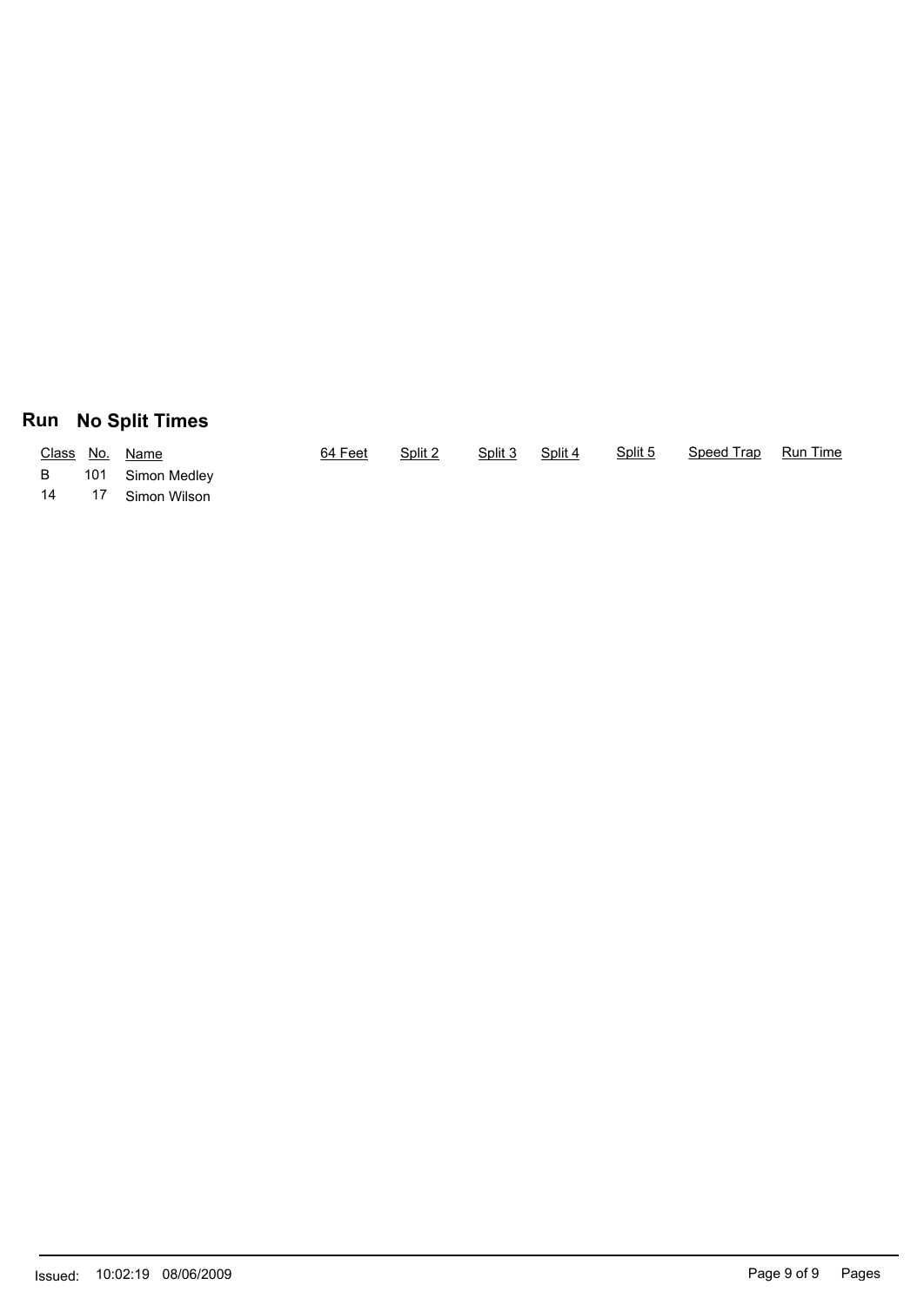## Run No Split Times

| Class | No. | Name | 64 Feet | Split 2 | Split 3 | Split 4 | Split 5 | Speed Trap | Run Time |
|---|---|---|---|---|---|---|---|---|---|
| B | 101 | Simon Medley | | | | | | | |
| 14 | 17 | Simon Wilson | | | | | | | |

Issued: 10:02:19 08/06/2009